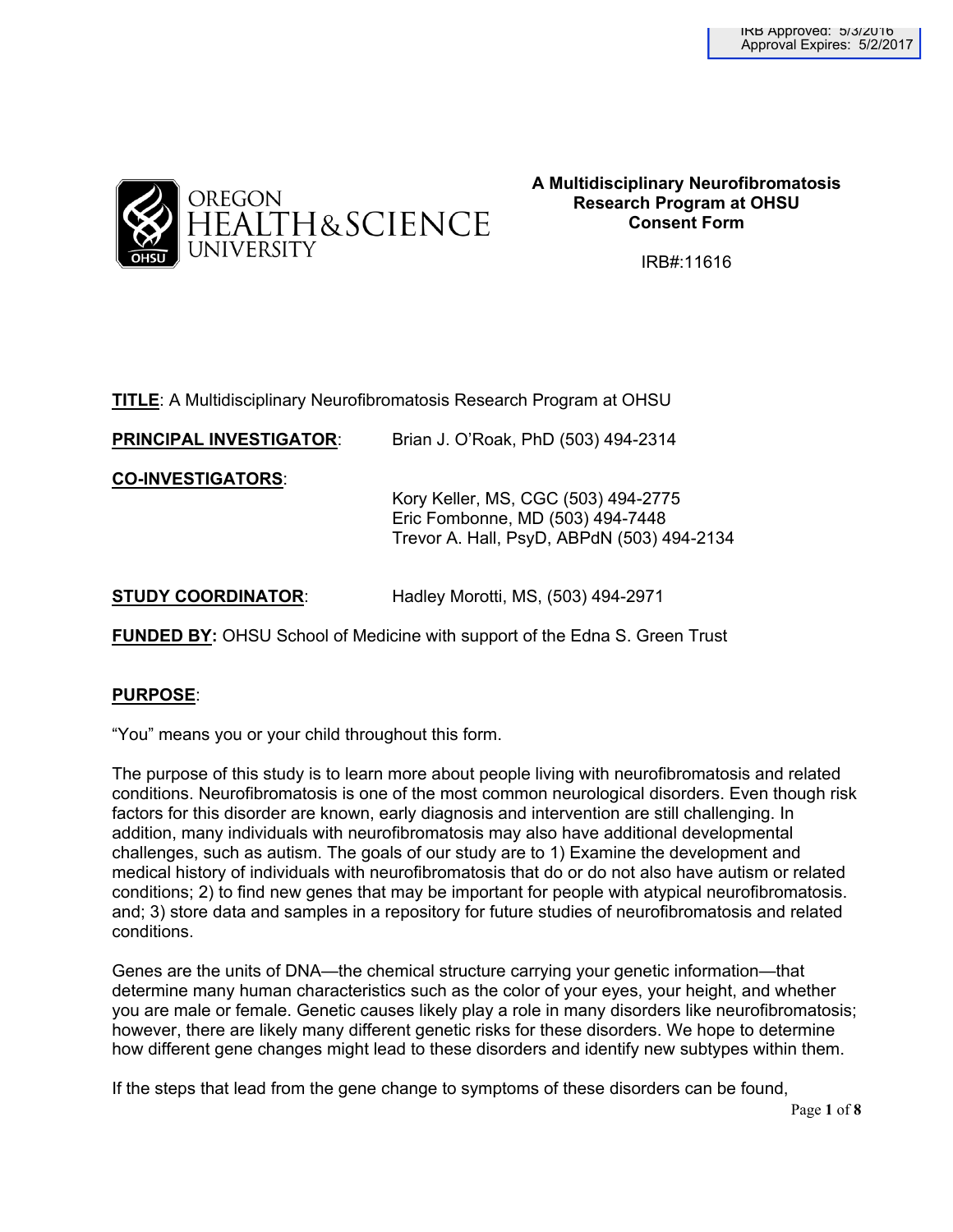IRB Approved: 5/3/2016
Approval Expires: 5/2/2017

**A Multidisciplinary Neurofibromatosis Research Program at OHSU Consent Form**

IRB#:11616

**TITLE**: A Multidisciplinary Neurofibromatosis Research Program at OHSU

**PRINCIPAL INVESTIGATOR**: Brian J. O'Roak, PhD (503) 494-2314

**CO-INVESTIGATORS**:

Kory Keller, MS, CGC (503) 494-2775
Eric Fombonne, MD (503) 494-7448
Trevor A. Hall, PsyD, ABPdN (503) 494-2134

**STUDY COORDINATOR**: Hadley Morotti, MS, (503) 494-2971

**FUNDED BY:** OHSU School of Medicine with support of the Edna S. Green Trust

**PURPOSE**:

"You" means you or your child throughout this form.

The purpose of this study is to learn more about people living with neurofibromatosis and related conditions. Neurofibromatosis is one of the most common neurological disorders. Even though risk factors for this disorder are known, early diagnosis and intervention are still challenging. In addition, many individuals with neurofibromatosis may also have additional developmental challenges, such as autism. The goals of our study are to 1) Examine the development and medical history of individuals with neurofibromatosis that do or do not also have autism or related conditions; 2) to find new genes that may be important for people with atypical neurofibromatosis. and; 3) store data and samples in a repository for future studies of neurofibromatosis and related conditions.

Genes are the units of DNA—the chemical structure carrying your genetic information—that determine many human characteristics such as the color of your eyes, your height, and whether you are male or female. Genetic causes likely play a role in many disorders like neurofibromatosis; however, there are likely many different genetic risks for these disorders. We hope to determine how different gene changes might lead to these disorders and identify new subtypes within them.

If the steps that lead from the gene change to symptoms of these disorders can be found,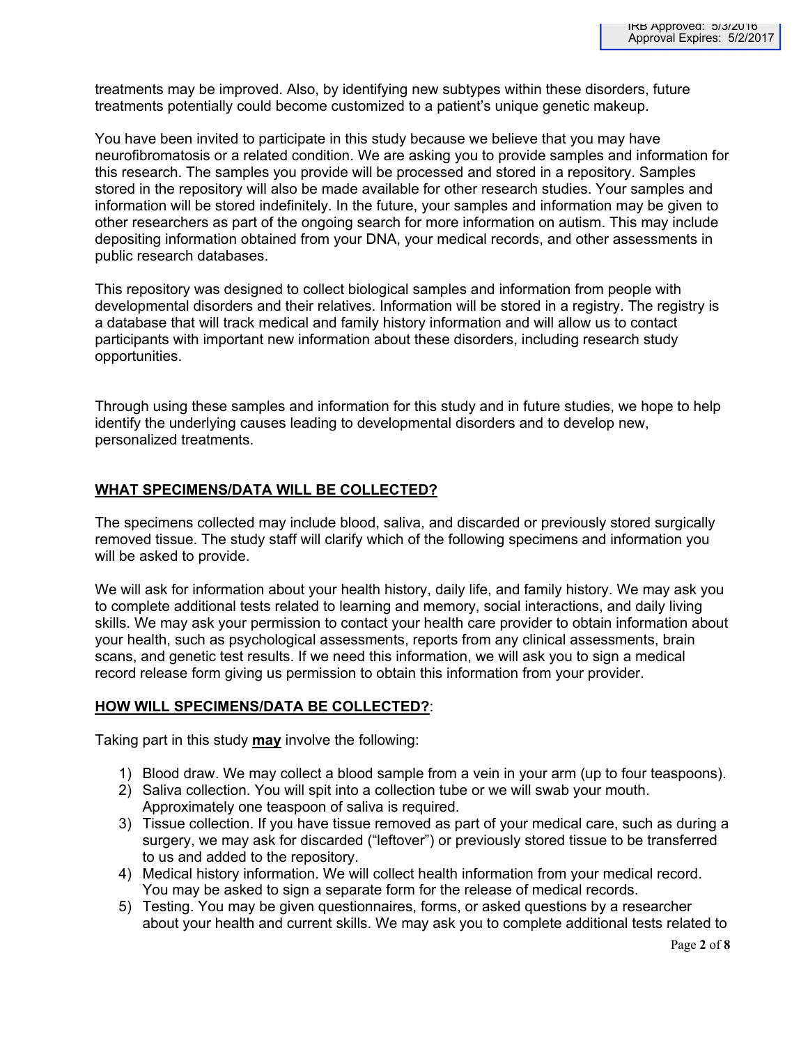treatments may be improved. Also, by identifying new subtypes within these disorders, future treatments potentially could become customized to a patient's unique genetic makeup.

You have been invited to participate in this study because we believe that you may have neurofibromatosis or a related condition. We are asking you to provide samples and information for this research. The samples you provide will be processed and stored in a repository. Samples stored in the repository will also be made available for other research studies. Your samples and information will be stored indefinitely. In the future, your samples and information may be given to other researchers as part of the ongoing search for more information on autism. This may include depositing information obtained from your DNA, your medical records, and other assessments in public research databases.

This repository was designed to collect biological samples and information from people with developmental disorders and their relatives. Information will be stored in a registry. The registry is a database that will track medical and family history information and will allow us to contact participants with important new information about these disorders, including research study opportunities.

Through using these samples and information for this study and in future studies, we hope to help identify the underlying causes leading to developmental disorders and to develop new, personalized treatments.

## WHAT SPECIMENS/DATA WILL BE COLLECTED?

The specimens collected may include blood, saliva, and discarded or previously stored surgically removed tissue. The study staff will clarify which of the following specimens and information you will be asked to provide.

We will ask for information about your health history, daily life, and family history. We may ask you to complete additional tests related to learning and memory, social interactions, and daily living skills. We may ask your permission to contact your health care provider to obtain information about your health, such as psychological assessments, reports from any clinical assessments, brain scans, and genetic test results. If we need this information, we will ask you to sign a medical record release form giving us permission to obtain this information from your provider.

## HOW WILL SPECIMENS/DATA BE COLLECTED?:

Taking part in this study **may** involve the following:

1) Blood draw. We may collect a blood sample from a vein in your arm (up to four teaspoons).
2) Saliva collection. You will spit into a collection tube or we will swab your mouth. Approximately one teaspoon of saliva is required.
3) Tissue collection. If you have tissue removed as part of your medical care, such as during a surgery, we may ask for discarded ("leftover") or previously stored tissue to be transferred to us and added to the repository.
4) Medical history information. We will collect health information from your medical record. You may be asked to sign a separate form for the release of medical records.
5) Testing. You may be given questionnaires, forms, or asked questions by a researcher about your health and current skills. We may ask you to complete additional tests related to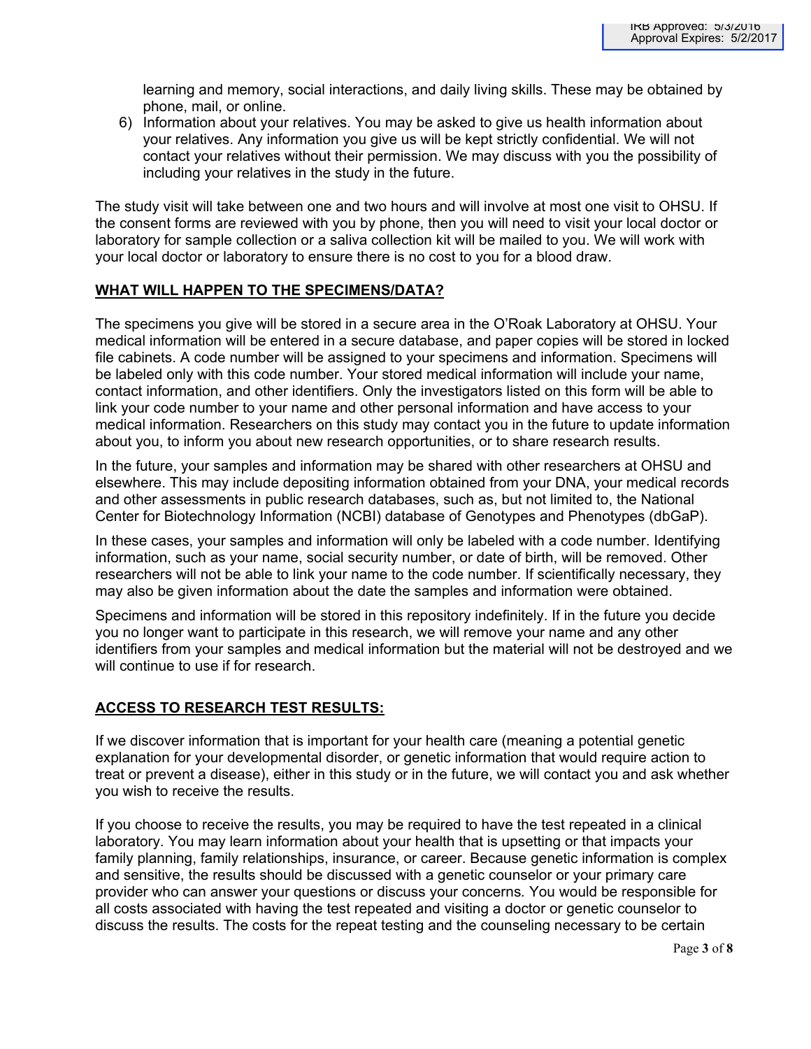learning and memory, social interactions, and daily living skills. These may be obtained by phone, mail, or online.

6) Information about your relatives. You may be asked to give us health information about your relatives. Any information you give us will be kept strictly confidential. We will not contact your relatives without their permission. We may discuss with you the possibility of including your relatives in the study in the future.

The study visit will take between one and two hours and will involve at most one visit to OHSU. If the consent forms are reviewed with you by phone, then you will need to visit your local doctor or laboratory for sample collection or a saliva collection kit will be mailed to you. We will work with your local doctor or laboratory to ensure there is no cost to you for a blood draw.

## WHAT WILL HAPPEN TO THE SPECIMENS/DATA?

The specimens you give will be stored in a secure area in the O'Roak Laboratory at OHSU. Your medical information will be entered in a secure database, and paper copies will be stored in locked file cabinets. A code number will be assigned to your specimens and information. Specimens will be labeled only with this code number. Your stored medical information will include your name, contact information, and other identifiers. Only the investigators listed on this form will be able to link your code number to your name and other personal information and have access to your medical information. Researchers on this study may contact you in the future to update information about you, to inform you about new research opportunities, or to share research results.

In the future, your samples and information may be shared with other researchers at OHSU and elsewhere. This may include depositing information obtained from your DNA, your medical records and other assessments in public research databases, such as, but not limited to, the National Center for Biotechnology Information (NCBI) database of Genotypes and Phenotypes (dbGaP).

In these cases, your samples and information will only be labeled with a code number. Identifying information, such as your name, social security number, or date of birth, will be removed. Other researchers will not be able to link your name to the code number. If scientifically necessary, they may also be given information about the date the samples and information were obtained.

Specimens and information will be stored in this repository indefinitely. If in the future you decide you no longer want to participate in this research, we will remove your name and any other identifiers from your samples and medical information but the material will not be destroyed and we will continue to use if for research.

## ACCESS TO RESEARCH TEST RESULTS:

If we discover information that is important for your health care (meaning a potential genetic explanation for your developmental disorder, or genetic information that would require action to treat or prevent a disease), either in this study or in the future, we will contact you and ask whether you wish to receive the results.

If you choose to receive the results, you may be required to have the test repeated in a clinical laboratory. You may learn information about your health that is upsetting or that impacts your family planning, family relationships, insurance, or career. Because genetic information is complex and sensitive, the results should be discussed with a genetic counselor or your primary care provider who can answer your questions or discuss your concerns. You would be responsible for all costs associated with having the test repeated and visiting a doctor or genetic counselor to discuss the results. The costs for the repeat testing and the counseling necessary to be certain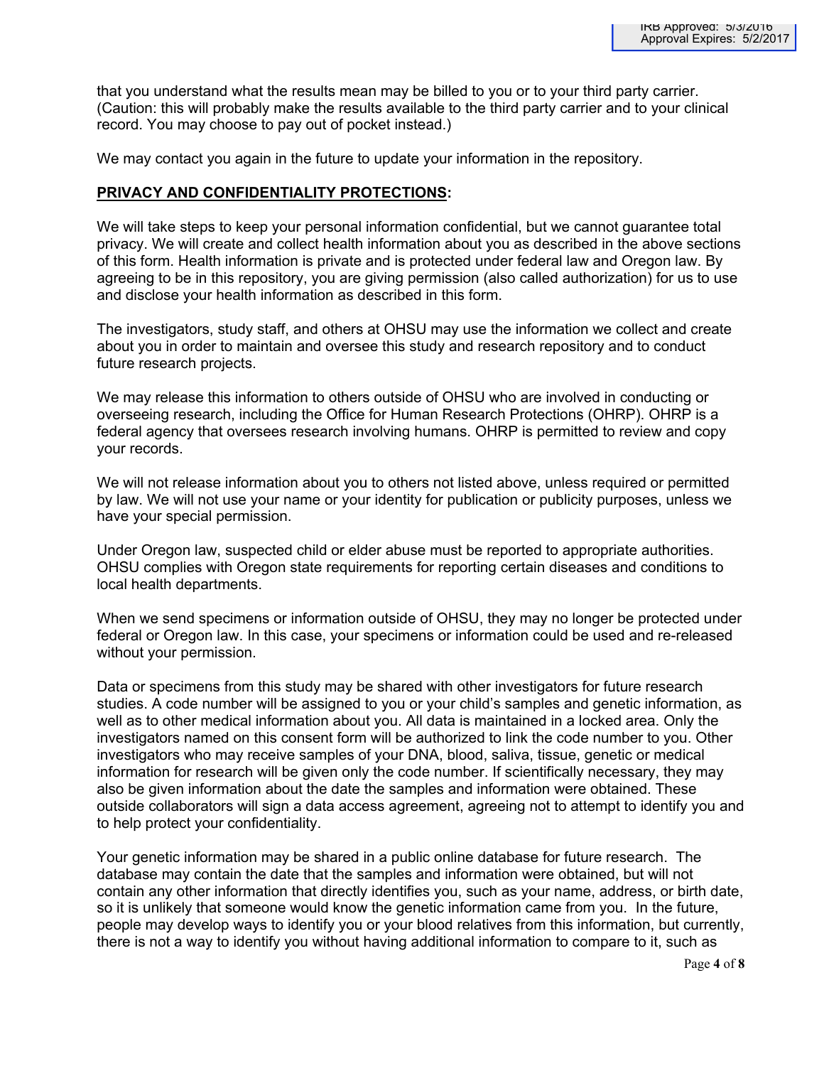that you understand what the results mean may be billed to you or to your third party carrier. (Caution: this will probably make the results available to the third party carrier and to your clinical record. You may choose to pay out of pocket instead.)

We may contact you again in the future to update your information in the repository.

**PRIVACY AND CONFIDENTIALITY PROTECTIONS:**

We will take steps to keep your personal information confidential, but we cannot guarantee total privacy. We will create and collect health information about you as described in the above sections of this form. Health information is private and is protected under federal law and Oregon law. By agreeing to be in this repository, you are giving permission (also called authorization) for us to use and disclose your health information as described in this form.

The investigators, study staff, and others at OHSU may use the information we collect and create about you in order to maintain and oversee this study and research repository and to conduct future research projects.

We may release this information to others outside of OHSU who are involved in conducting or overseeing research, including the Office for Human Research Protections (OHRP). OHRP is a federal agency that oversees research involving humans. OHRP is permitted to review and copy your records.

We will not release information about you to others not listed above, unless required or permitted by law. We will not use your name or your identity for publication or publicity purposes, unless we have your special permission.

Under Oregon law, suspected child or elder abuse must be reported to appropriate authorities. OHSU complies with Oregon state requirements for reporting certain diseases and conditions to local health departments.

When we send specimens or information outside of OHSU, they may no longer be protected under federal or Oregon law. In this case, your specimens or information could be used and re-released without your permission.

Data or specimens from this study may be shared with other investigators for future research studies. A code number will be assigned to you or your child's samples and genetic information, as well as to other medical information about you. All data is maintained in a locked area. Only the investigators named on this consent form will be authorized to link the code number to you. Other investigators who may receive samples of your DNA, blood, saliva, tissue, genetic or medical information for research will be given only the code number. If scientifically necessary, they may also be given information about the date the samples and information were obtained. These outside collaborators will sign a data access agreement, agreeing not to attempt to identify you and to help protect your confidentiality.

Your genetic information may be shared in a public online database for future research. The database may contain the date that the samples and information were obtained, but will not contain any other information that directly identifies you, such as your name, address, or birth date, so it is unlikely that someone would know the genetic information came from you. In the future, people may develop ways to identify you or your blood relatives from this information, but currently, there is not a way to identify you without having additional information to compare to it, such as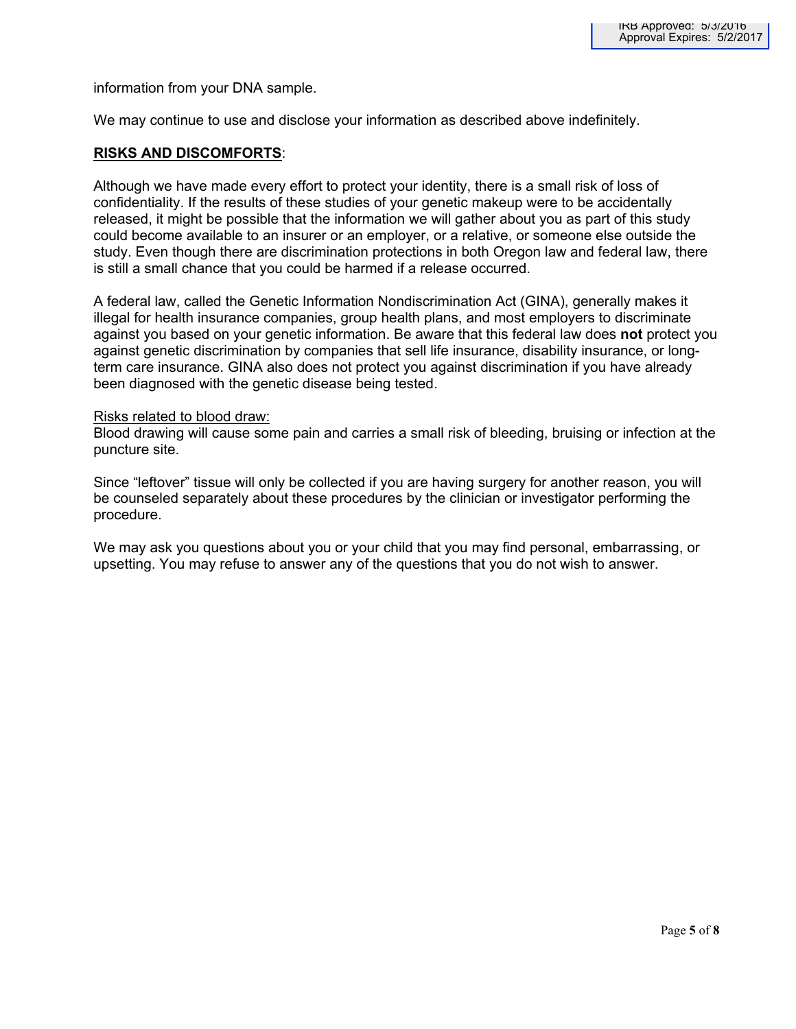information from your DNA sample.

We may continue to use and disclose your information as described above indefinitely.

**RISKS AND DISCOMFORTS**:

Although we have made every effort to protect your identity, there is a small risk of loss of confidentiality. If the results of these studies of your genetic makeup were to be accidentally released, it might be possible that the information we will gather about you as part of this study could become available to an insurer or an employer, or a relative, or someone else outside the study. Even though there are discrimination protections in both Oregon law and federal law, there is still a small chance that you could be harmed if a release occurred.

A federal law, called the Genetic Information Nondiscrimination Act (GINA), generally makes it illegal for health insurance companies, group health plans, and most employers to discriminate against you based on your genetic information. Be aware that this federal law does **not** protect you against genetic discrimination by companies that sell life insurance, disability insurance, or long-term care insurance. GINA also does not protect you against discrimination if you have already been diagnosed with the genetic disease being tested.

Risks related to blood draw:

Blood drawing will cause some pain and carries a small risk of bleeding, bruising or infection at the puncture site.

Since "leftover" tissue will only be collected if you are having surgery for another reason, you will be counseled separately about these procedures by the clinician or investigator performing the procedure.

We may ask you questions about you or your child that you may find personal, embarrassing, or upsetting. You may refuse to answer any of the questions that you do not wish to answer.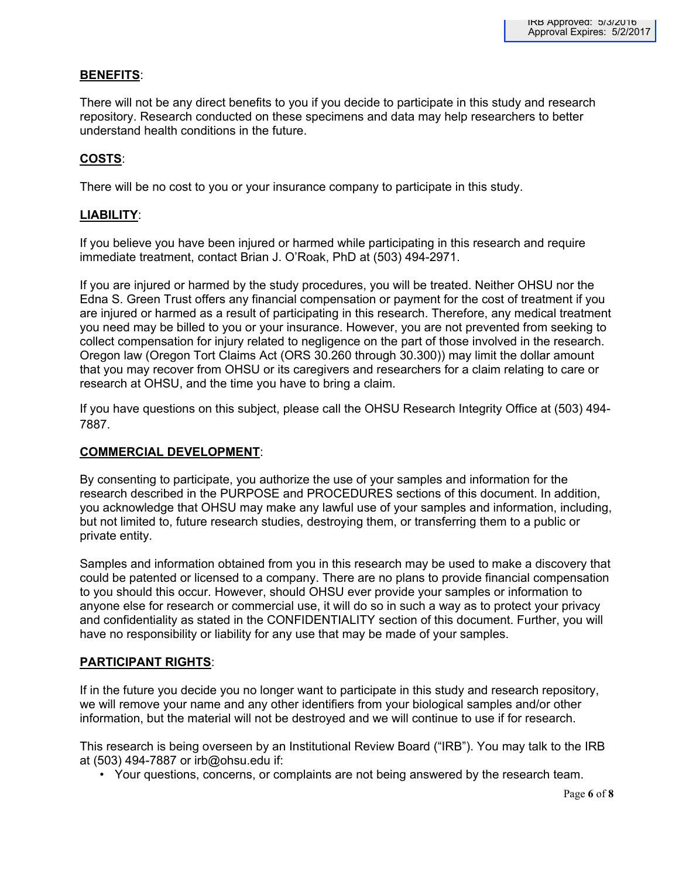**BENEFITS**:

There will not be any direct benefits to you if you decide to participate in this study and research repository. Research conducted on these specimens and data may help researchers to better understand health conditions in the future.

**COSTS**:

There will be no cost to you or your insurance company to participate in this study.

**LIABILITY**:

If you believe you have been injured or harmed while participating in this research and require immediate treatment, contact Brian J. O'Roak, PhD at (503) 494-2971.

If you are injured or harmed by the study procedures, you will be treated. Neither OHSU nor the Edna S. Green Trust offers any financial compensation or payment for the cost of treatment if you are injured or harmed as a result of participating in this research. Therefore, any medical treatment you need may be billed to you or your insurance. However, you are not prevented from seeking to collect compensation for injury related to negligence on the part of those involved in the research. Oregon law (Oregon Tort Claims Act (ORS 30.260 through 30.300)) may limit the dollar amount that you may recover from OHSU or its caregivers and researchers for a claim relating to care or research at OHSU, and the time you have to bring a claim.

If you have questions on this subject, please call the OHSU Research Integrity Office at (503) 494-7887.

**COMMERCIAL DEVELOPMENT**:

By consenting to participate, you authorize the use of your samples and information for the research described in the PURPOSE and PROCEDURES sections of this document. In addition, you acknowledge that OHSU may make any lawful use of your samples and information, including, but not limited to, future research studies, destroying them, or transferring them to a public or private entity.

Samples and information obtained from you in this research may be used to make a discovery that could be patented or licensed to a company. There are no plans to provide financial compensation to you should this occur. However, should OHSU ever provide your samples or information to anyone else for research or commercial use, it will do so in such a way as to protect your privacy and confidentiality as stated in the CONFIDENTIALITY section of this document. Further, you will have no responsibility or liability for any use that may be made of your samples.

**PARTICIPANT RIGHTS**:

If in the future you decide you no longer want to participate in this study and research repository, we will remove your name and any other identifiers from your biological samples and/or other information, but the material will not be destroyed and we will continue to use if for research.

This research is being overseen by an Institutional Review Board ("IRB"). You may talk to the IRB at (503) 494-7887 or irb@ohsu.edu if:

- Your questions, concerns, or complaints are not being answered by the research team.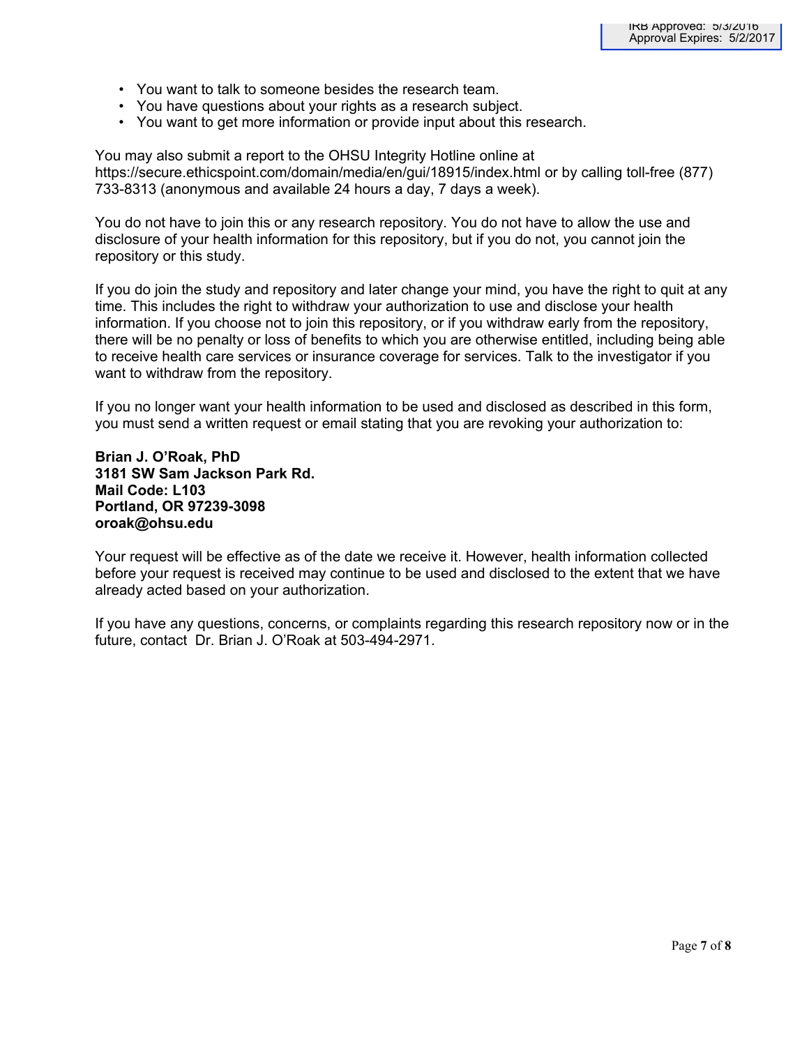- You want to talk to someone besides the research team.
- You have questions about your rights as a research subject.
- You want to get more information or provide input about this research.

You may also submit a report to the OHSU Integrity Hotline online at https://secure.ethicspoint.com/domain/media/en/gui/18915/index.html or by calling toll-free (877) 733-8313 (anonymous and available 24 hours a day, 7 days a week).

You do not have to join this or any research repository. You do not have to allow the use and disclosure of your health information for this repository, but if you do not, you cannot join the repository or this study.

If you do join the study and repository and later change your mind, you have the right to quit at any time. This includes the right to withdraw your authorization to use and disclose your health information. If you choose not to join this repository, or if you withdraw early from the repository, there will be no penalty or loss of benefits to which you are otherwise entitled, including being able to receive health care services or insurance coverage for services. Talk to the investigator if you want to withdraw from the repository.

If you no longer want your health information to be used and disclosed as described in this form, you must send a written request or email stating that you are revoking your authorization to:

**Brian J. O'Roak, PhD**
**3181 SW Sam Jackson Park Rd.**
**Mail Code: L103**
**Portland, OR 97239-3098**
**oroak@ohsu.edu**

Your request will be effective as of the date we receive it. However, health information collected before your request is received may continue to be used and disclosed to the extent that we have already acted based on your authorization.

If you have any questions, concerns, or complaints regarding this research repository now or in the future, contact Dr. Brian J. O'Roak at 503-494-2971.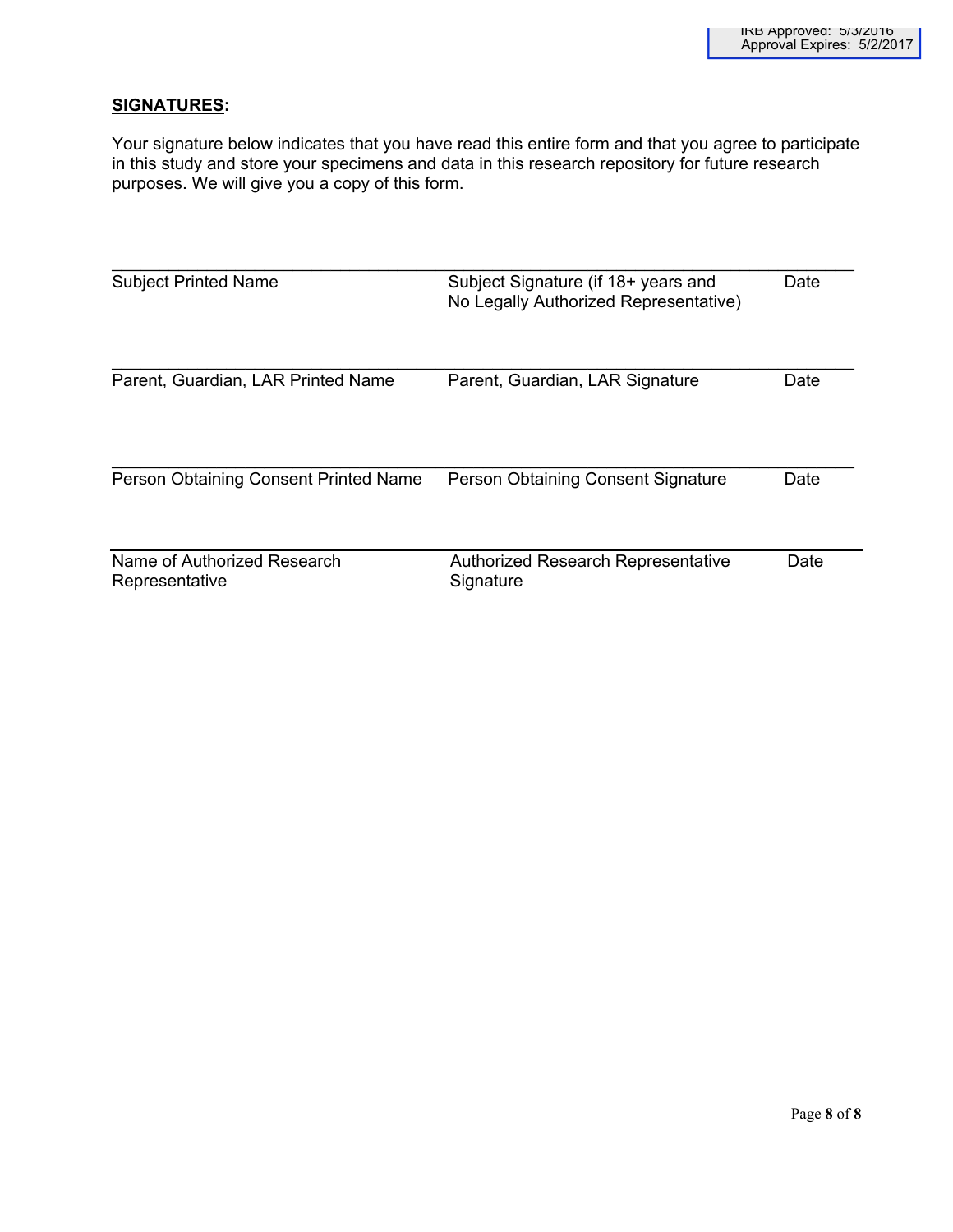**SIGNATURES**:

Your signature below indicates that you have read this entire form and that you agree to participate in this study and store your specimens and data in this research repository for future research purposes. We will give you a copy of this form.

| | | |
|---|---|---|
| Subject Printed Name | Subject Signature (if 18+ years and No Legally Authorized Representative) | Date |
| Parent, Guardian, LAR Printed Name | Parent, Guardian, LAR Signature | Date |
| Person Obtaining Consent Printed Name | Person Obtaining Consent Signature | Date |
| Name of Authorized Research Representative | Authorized Research Representative Signature | Date |